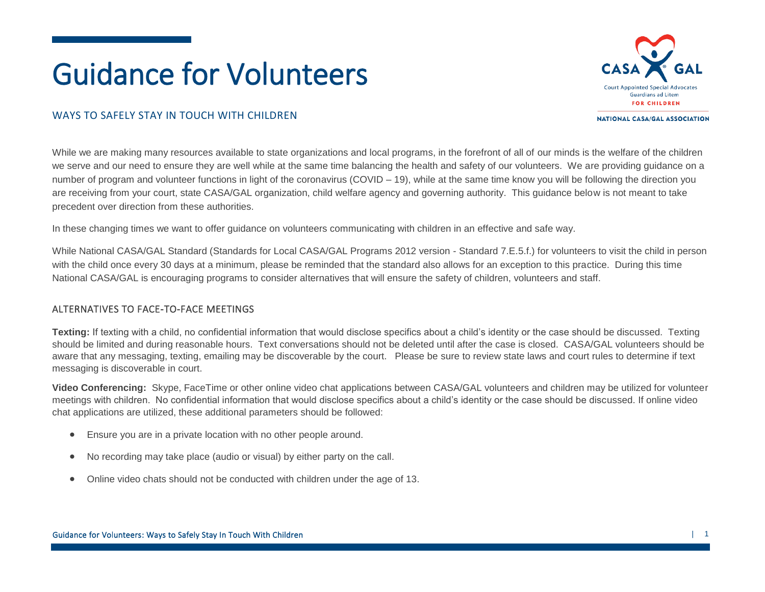# Guidance for Volunteers

## WAYS TO SAFELY STAY IN TOUCH WITH CHILDREN

While we are making many resources available to state organizations and local programs, in the forefront of all of our minds is the welfare of the children we serve and our need to ensure they are well while at the same time balancing the health and safety of our volunteers. We are providing guidance on a number of program and volunteer functions in light of the coronavirus (COVID – 19), while at the same time know you will be following the direction you are receiving from your court, state CASA/GAL organization, child welfare agency and governing authority. This guidance below is not meant to take precedent over direction from these authorities.

In these changing times we want to offer guidance on volunteers communicating with children in an effective and safe way.

While National CASA/GAL Standard (Standards for Local CASA/GAL Programs 2012 version - Standard 7.E.5.f.) for volunteers to visit the child in person with the child once every 30 days at a minimum, please be reminded that the standard also allows for an exception to this practice. During this time National CASA/GAL is encouraging programs to consider alternatives that will ensure the safety of children, volunteers and staff.

### ALTERNATIVES TO FACE-TO-FACE MEETINGS

**Texting:** If texting with a child, no confidential information that would disclose specifics about a child's identity or the case should be discussed. Texting should be limited and during reasonable hours. Text conversations should not be deleted until after the case is closed. CASA/GAL volunteers should be aware that any messaging, texting, emailing may be discoverable by the court. Please be sure to review state laws and court rules to determine if text messaging is discoverable in court.

**Video Conferencing:** Skype, FaceTime or other online video chat applications between CASA/GAL volunteers and children may be utilized for volunteer meetings with children. No confidential information that would disclose specifics about a child's identity or the case should be discussed. If online video chat applications are utilized, these additional parameters should be followed:

- Ensure you are in a private location with no other people around.
- No recording may take place (audio or visual) by either party on the call.
- Online video chats should not be conducted with children under the age of 13.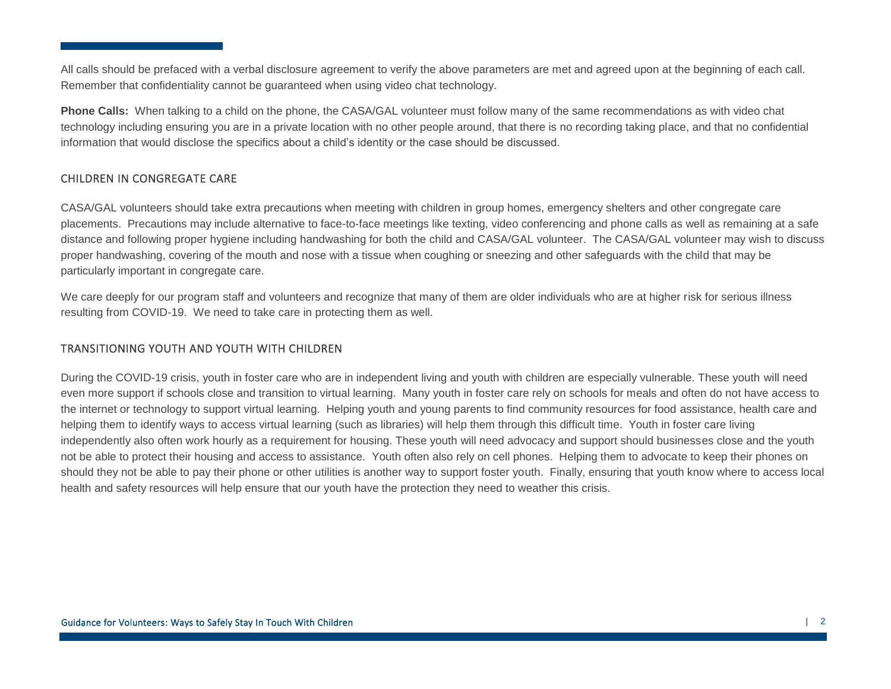All calls should be prefaced with a verbal disclosure agreement to verify the above parameters are met and agreed upon at the beginning of each call. Remember that confidentiality cannot be guaranteed when using video chat technology.

**Phone Calls:** When talking to a child on the phone, the CASA/GAL volunteer must follow many of the same recommendations as with video chat technology including ensuring you are in a private location with no other people around, that there is no recording taking place, and that no confidential information that would disclose the specifics about a child's identity or the case should be discussed.

## CHILDREN IN CONGREGATE CARE

CASA/GAL volunteers should take extra precautions when meeting with children in group homes, emergency shelters and other congregate care placements. Precautions may include alternative to face-to-face meetings like texting, video conferencing and phone calls as well as remaining at a safe distance and following proper hygiene including handwashing for both the child and CASA/GAL volunteer. The CASA/GAL volunteer may wish to discuss proper handwashing, covering of the mouth and nose with a tissue when coughing or sneezing and other safeguards with the child that may be particularly important in congregate care.

We care deeply for our program staff and volunteers and recognize that many of them are older individuals who are at higher risk for serious illness resulting from COVID-19. We need to take care in protecting them as well.

## TRANSITIONING YOUTH AND YOUTH WITH CHILDREN

During the COVID-19 crisis, youth in foster care who are in independent living and youth with children are especially vulnerable. These youth will need even more support if schools close and transition to virtual learning. Many youth in foster care rely on schools for meals and often do not have access to the internet or technology to support virtual learning. Helping youth and young parents to find community resources for food assistance, health care and helping them to identify ways to access virtual learning (such as libraries) will help them through this difficult time. Youth in foster care living independently also often work hourly as a requirement for housing. These youth will need advocacy and support should businesses close and the youth not be able to protect their housing and access to assistance. Youth often also rely on cell phones. Helping them to advocate to keep their phones on should they not be able to pay their phone or other utilities is another way to support foster youth. Finally, ensuring that youth know where to access local health and safety resources will help ensure that our youth have the protection they need to weather this crisis.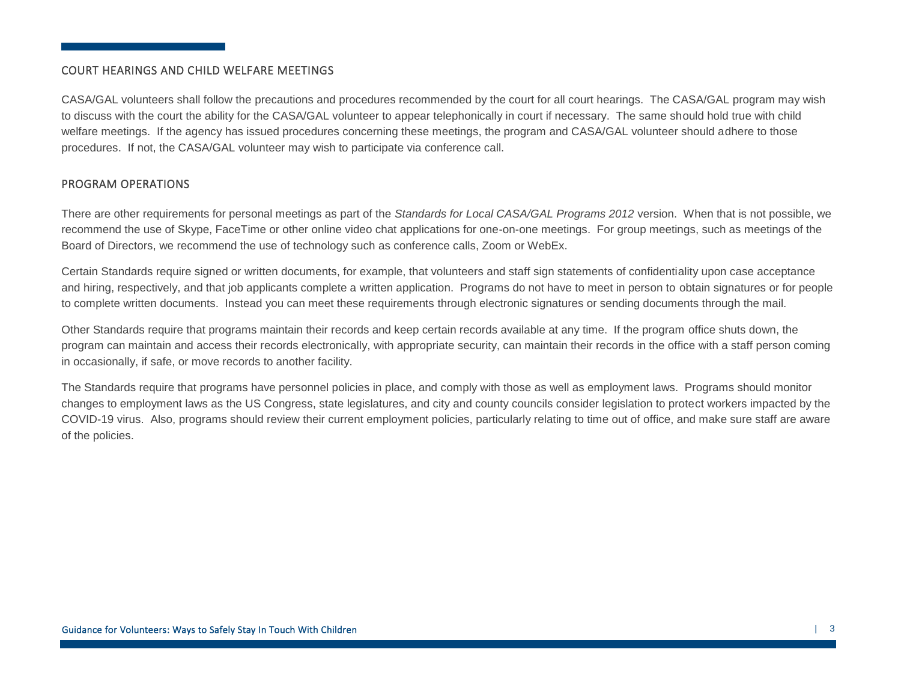## COURT HEARINGS AND CHILD WELFARE MEETINGS

CASA/GAL volunteers shall follow the precautions and procedures recommended by the court for all court hearings. The CASA/GAL program may wish to discuss with the court the ability for the CASA/GAL volunteer to appear telephonically in court if necessary. The same should hold true with child welfare meetings. If the agency has issued procedures concerning these meetings, the program and CASA/GAL volunteer should adhere to those procedures. If not, the CASA/GAL volunteer may wish to participate via conference call.

## PROGRAM OPERATIONS

There are other requirements for personal meetings as part of the *Standards for Local CASA/GAL Programs 2012* version. When that is not possible, we recommend the use of Skype, FaceTime or other online video chat applications for one-on-one meetings. For group meetings, such as meetings of the Board of Directors, we recommend the use of technology such as conference calls, Zoom or WebEx.

Certain Standards require signed or written documents, for example, that volunteers and staff sign statements of confidentiality upon case acceptance and hiring, respectively, and that job applicants complete a written application. Programs do not have to meet in person to obtain signatures or for people to complete written documents. Instead you can meet these requirements through electronic signatures or sending documents through the mail.

Other Standards require that programs maintain their records and keep certain records available at any time. If the program office shuts down, the program can maintain and access their records electronically, with appropriate security, can maintain their records in the office with a staff person coming in occasionally, if safe, or move records to another facility.

The Standards require that programs have personnel policies in place, and comply with those as well as employment laws. Programs should monitor changes to employment laws as the US Congress, state legislatures, and city and county councils consider legislation to protect workers impacted by the COVID-19 virus. Also, programs should review their current employment policies, particularly relating to time out of office, and make sure staff are aware of the policies.